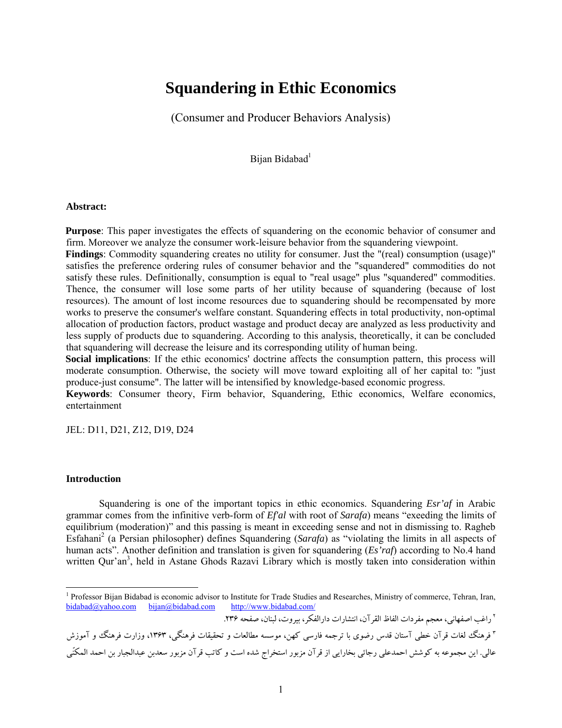# Squandering in Ethic Economics

(Consumer and Producer Behaviors Analysis)

Bijan Bidabad[1]

**Abstract:**

**Purpose**: This paper investigates the effects of squandering on the economic behavior of consumer and firm. Moreover we analyze the consumer work-leisure behavior from the squandering viewpoint.

**Findings**: Commodity squandering creates no utility for consumer. Just the "(real) consumption (usage)" satisfies the preference ordering rules of consumer behavior and the "squandered" commodities do not satisfy these rules. Definitionally, consumption is equal to "real usage" plus "squandered" commodities. Thence, the consumer will lose some parts of her utility because of squandering (because of lost resources). The amount of lost income resources due to squandering should be recompensated by more works to preserve the consumer's welfare constant. Squandering effects in total productivity, non-optimal allocation of production factors, product wastage and product decay are analyzed as less productivity and less supply of products due to squandering. According to this analysis, theoretically, it can be concluded that squandering will decrease the leisure and its corresponding utility of human being.

**Social implications**: If the ethic economics' doctrine affects the consumption pattern, this process will moderate consumption. Otherwise, the society will move toward exploiting all of her capital to: "just produce-just consume". The latter will be intensified by knowledge-based economic progress.

**Keywords**: Consumer theory, Firm behavior, Squandering, Ethic economics, Welfare economics, entertainment

JEL: D11, D21, Z12, D19, D24

**Introduction**

Squandering is one of the important topics in ethic economics. Squandering *Esr'af* in Arabic grammar comes from the infinitive verb-form of *Ef'al* with root of *Sarafa*) means "exeeding the limits of equilibrium (moderation)" and this passing is meant in exceeding sense and not in dismissing to. Ragheb Esfahani[2] (a Persian philosopher) defines Squandering (*Sarafa*) as "violating the limits in all aspects of human acts". Another definition and translation is given for squandering (*Es'raf*) according to No.4 hand written Qur'an[3], held in Astane Ghods Razavi Library which is mostly taken into consideration within

---

[1] Professor Bijan Bidabad is economic advisor to Institute for Trade Studies and Researches, Ministry of commerce, Tehran, Iran, bidabad@yahoo.com bijan@bidabad.com http://www.bidabad.com/

[2] راغب اصفهانی، معجم مفردات الفاظ القرآن، انتشارات دارالفکر، بیروت، لبنان، صفحه ۲۳۶.

[3] فرهنگ لغات قرآن خطی آستان قدس رضوی با ترجمه فارسی کهن، موسسه مطالعات و تحقیقات فرهنگی، ۱۳۶۳، وزارت فرهنگ و آموزش عالی. این مجموعه به کوشش احمدعلی رجائی بخارایی از قرآن مزبور استخراج شده است و کاتب قرآن مزبور سعدبن عبدالجبار بن احمد المکّی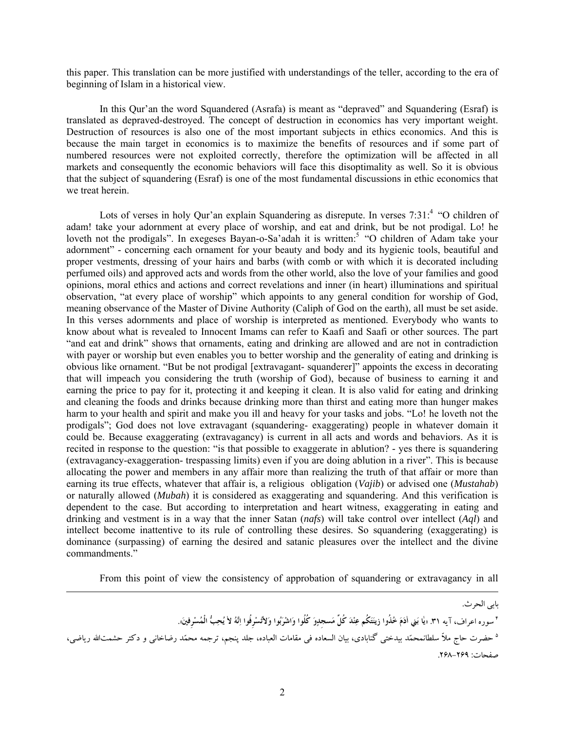this paper. This translation can be more justified with understandings of the teller, according to the era of beginning of Islam in a historical view.

In this Qur'an the word Squandered (Asrafa) is meant as "depraved" and Squandering (Esraf) is translated as depraved-destroyed. The concept of destruction in economics has very important weight. Destruction of resources is also one of the most important subjects in ethics economics. And this is because the main target in economics is to maximize the benefits of resources and if some part of numbered resources were not exploited correctly, therefore the optimization will be affected in all markets and consequently the economic behaviors will face this disoptimality as well. So it is obvious that the subject of squandering (Esraf) is one of the most fundamental discussions in ethic economics that we treat herein.

Lots of verses in holy Qur'an explain Squandering as disrepute. In verses 7:31:[4] "O children of adam! take your adornment at every place of worship, and eat and drink, but be not prodigal. Lo! he loveth not the prodigals". In exegeses Bayan-o-Sa'adah it is written:[5] "O children of Adam take your adornment" - concerning each ornament for your beauty and body and its hygienic tools, beautiful and proper vestments, dressing of your hairs and barbs (with comb or with which it is decorated including perfumed oils) and approved acts and words from the other world, also the love of your families and good opinions, moral ethics and actions and correct revelations and inner (in heart) illuminations and spiritual observation, "at every place of worship" which appoints to any general condition for worship of God, meaning observance of the Master of Divine Authority (Caliph of God on the earth), all must be set aside. In this verses adornments and place of worship is interpreted as mentioned. Everybody who wants to know about what is revealed to Innocent Imams can refer to Kaafi and Saafi or other sources. The part "and eat and drink" shows that ornaments, eating and drinking are allowed and are not in contradiction with payer or worship but even enables you to better worship and the generality of eating and drinking is obvious like ornament. "But be not prodigal [extravagant- squanderer]" appoints the excess in decorating that will impeach you considering the truth (worship of God), because of business to earning it and earning the price to pay for it, protecting it and keeping it clean. It is also valid for eating and drinking and cleaning the foods and drinks because drinking more than thirst and eating more than hunger makes harm to your health and spirit and make you ill and heavy for your tasks and jobs. "Lo! he loveth not the prodigals"; God does not love extravagant (squandering- exaggerating) people in whatever domain it could be. Because exaggerating (extravagancy) is current in all acts and words and behaviors. As it is recited in response to the question: "is that possible to exaggerate in ablution? - yes there is squandering (extravagancy-exaggeration- trespassing limits) even if you are doing ablution in a river". This is because allocating the power and members in any affair more than realizing the truth of that affair or more than earning its true effects, whatever that affair is, a religious obligation (*Vajib*) or advised one (*Mustahab*) or naturally allowed (*Mubah*) it is considered as exaggerating and squandering. And this verification is dependent to the case. But according to interpretation and heart witness, exaggerating in eating and drinking and vestment is in a way that the inner Satan (*nafs*) will take control over intellect (*Aql*) and intellect become inattentive to its rule of controlling these desires. So squandering (exaggerating) is dominance (surpassing) of earning the desired and satanic pleasures over the intellect and the divine commandments."

From this point of view the consistency of approbation of squandering or extravagancy in all

---

بابی الحرث.

[4] سوره اعراف، آیه ۳۱. «یٰا بَنِی اٰدَمَ خُذُوا زِینَتَکُم عِنْدَ کُلِّ مَسجِدٍ وَ کُلُوا وَاشْرَبُوا وَلاٰتُسْرِفُوا اِنَّهُ لاٰ یُحِبُّ الْمُسْرِفِینَ».

[5] حضرت حاج ملاّ سلطانمحمّد بیدختی گنابادی، بیان السعاده فی مقامات العباده، جلد پنجم، ترجمه محمّد رضاخانی و دکتر حشمت‌الله ریاضی، صفحات: ۲۶۹-۲۶۸.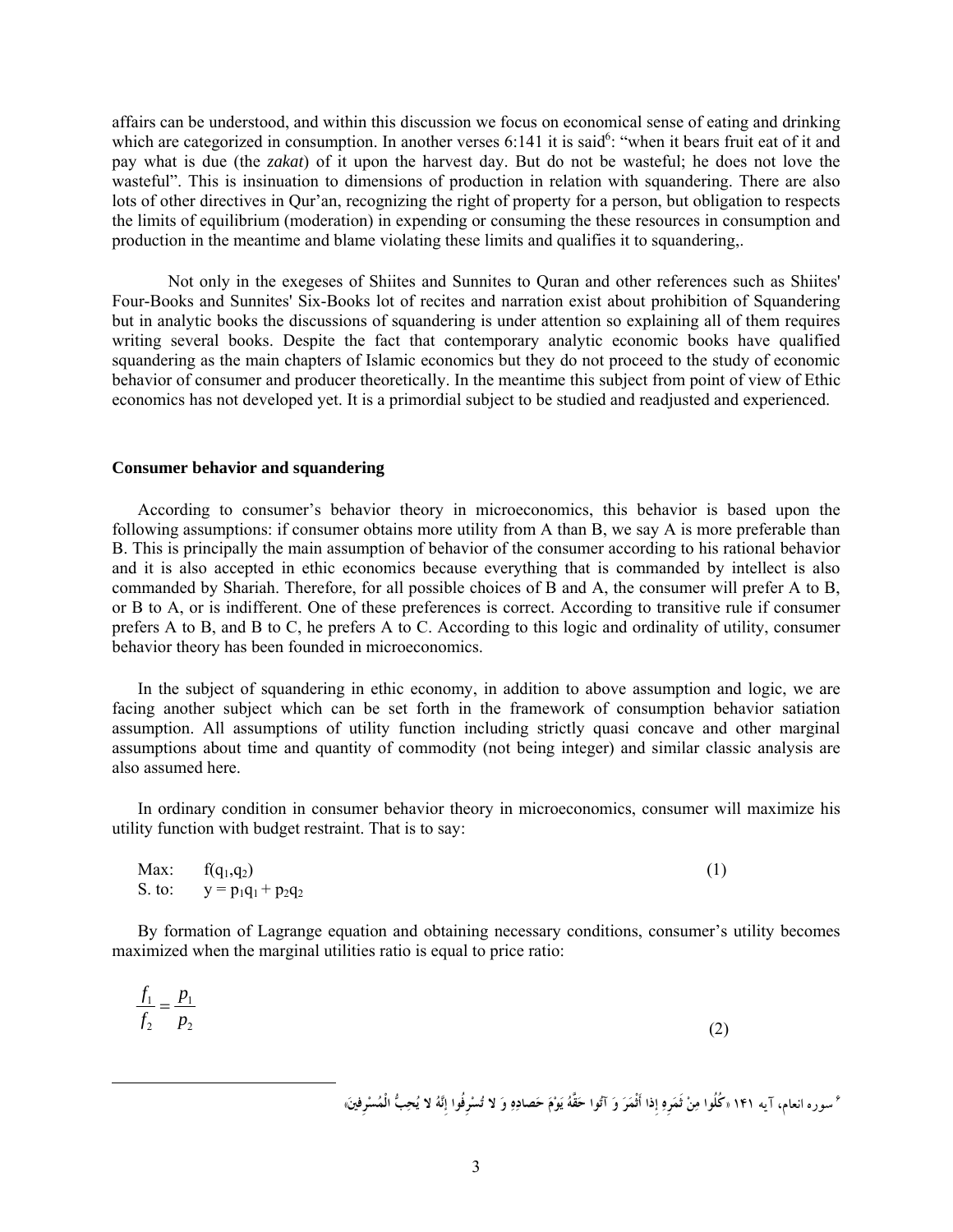affairs can be understood, and within this discussion we focus on economical sense of eating and drinking which are categorized in consumption. In another verses 6:141 it is said[6]: "when it bears fruit eat of it and pay what is due (the *zakat*) of it upon the harvest day. But do not be wasteful; he does not love the wasteful". This is insinuation to dimensions of production in relation with squandering. There are also lots of other directives in Qur'an, recognizing the right of property for a person, but obligation to respects the limits of equilibrium (moderation) in expending or consuming the these resources in consumption and production in the meantime and blame violating these limits and qualifies it to squandering,.

Not only in the exegeses of Shiites and Sunnites to Quran and other references such as Shiites' Four-Books and Sunnites' Six-Books lot of recites and narration exist about prohibition of Squandering but in analytic books the discussions of squandering is under attention so explaining all of them requires writing several books. Despite the fact that contemporary analytic economic books have qualified squandering as the main chapters of Islamic economics but they do not proceed to the study of economic behavior of consumer and producer theoretically. In the meantime this subject from point of view of Ethic economics has not developed yet. It is a primordial subject to be studied and readjusted and experienced.

## Consumer behavior and squandering

According to consumer's behavior theory in microeconomics, this behavior is based upon the following assumptions: if consumer obtains more utility from A than B, we say A is more preferable than B. This is principally the main assumption of behavior of the consumer according to his rational behavior and it is also accepted in ethic economics because everything that is commanded by intellect is also commanded by Shariah. Therefore, for all possible choices of B and A, the consumer will prefer A to B, or B to A, or is indifferent. One of these preferences is correct. According to transitive rule if consumer prefers A to B, and B to C, he prefers A to C. According to this logic and ordinality of utility, consumer behavior theory has been founded in microeconomics.

In the subject of squandering in ethic economy, in addition to above assumption and logic, we are facing another subject which can be set forth in the framework of consumption behavior satiation assumption. All assumptions of utility function including strictly quasi concave and other marginal assumptions about time and quantity of commodity (not being integer) and similar classic analysis are also assumed here.

In ordinary condition in consumer behavior theory in microeconomics, consumer will maximize his utility function with budget restraint. That is to say:

$$\begin{aligned} \text{Max:} \quad & f(q_1,q_2) \\ \text{S. to:} \quad & y = p_1q_1 + p_2q_2 \end{aligned} \tag{1}$$

By formation of Lagrange equation and obtaining necessary conditions, consumer's utility becomes maximized when the marginal utilities ratio is equal to price ratio:

$$\frac{f_1}{f_2} = \frac{p_1}{p_2} \tag{2}$$

---

[6] سوره انعام، آیه ۱۴۱ «كُلُوا مِنْ ثَمَرِهِ إِذا أَثْمَرَ وَ آتُوا حَقَّهُ يَوْمَ حَصادِهِ وَ لا تُسْرِفُوا إِنَّهُ لا يُحِبُّ الْمُسْرِفِينَ»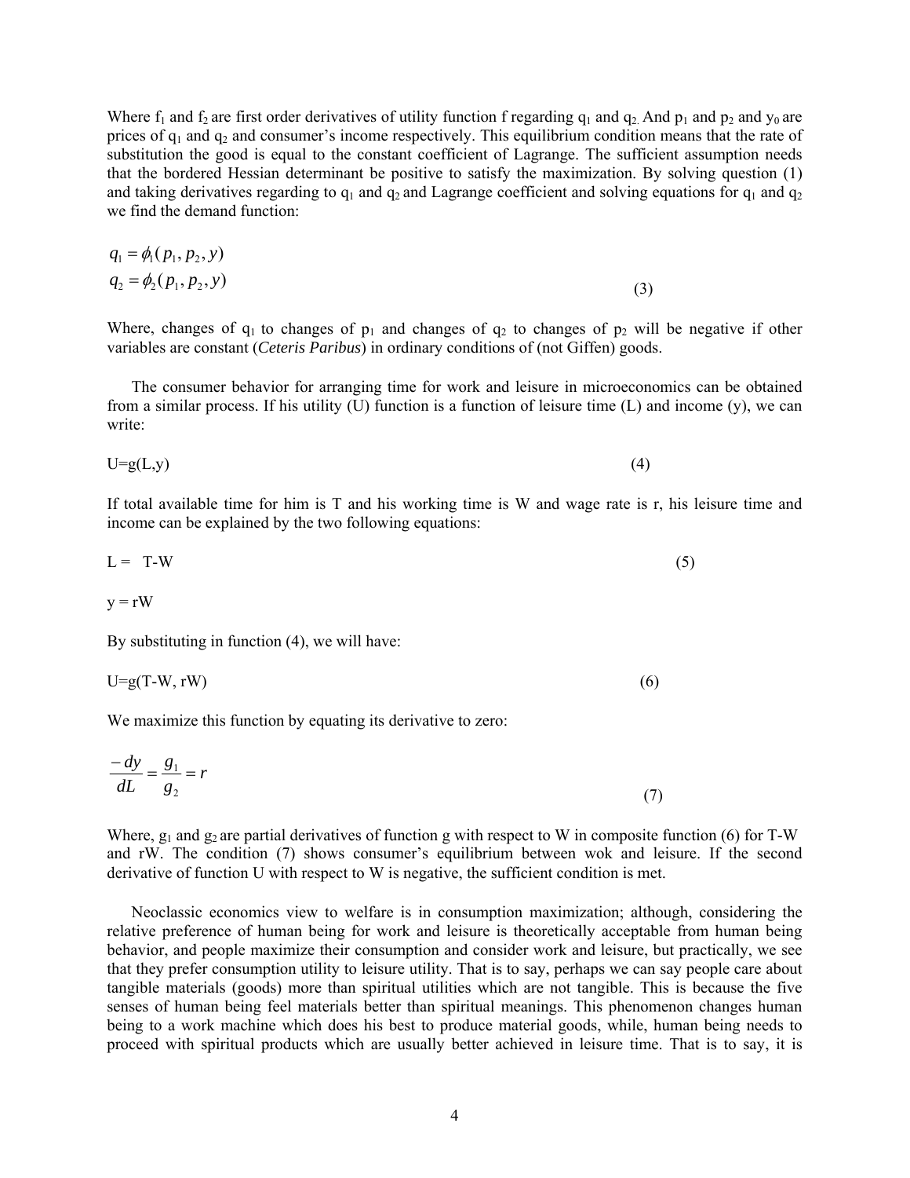Where $f_1$ and $f_2$ are first order derivatives of utility function f regarding $q_1$ and $q_2$. And $p_1$ and $p_2$ and $y_0$ are prices of $q_1$ and $q_2$ and consumer's income respectively. This equilibrium condition means that the rate of substitution the good is equal to the constant coefficient of Lagrange. The sufficient assumption needs that the bordered Hessian determinant be positive to satisfy the maximization. By solving question (1) and taking derivatives regarding to $q_1$ and $q_2$ and Lagrange coefficient and solving equations for $q_1$ and $q_2$ we find the demand function:

$$q_1 = \phi_1(p_1, p_2, y)$$
$$q_2 = \phi_2(p_1, p_2, y) \qquad (3)$$

Where, changes of $q_1$ to changes of $p_1$ and changes of $q_2$ to changes of $p_2$ will be negative if other variables are constant (*Ceteris Paribus*) in ordinary conditions of (not Giffen) goods.

The consumer behavior for arranging time for work and leisure in microeconomics can be obtained from a similar process. If his utility (U) function is a function of leisure time (L) and income (y), we can write:

$$U=g(L,y) \qquad (4)$$

If total available time for him is T and his working time is W and wage rate is r, his leisure time and income can be explained by the two following equations:

$$L = T-W \qquad (5)$$

$$y = rW$$

By substituting in function (4), we will have:

$$U=g(T-W, rW) \qquad (6)$$

We maximize this function by equating its derivative to zero:

$$\frac{-dy}{dL} = \frac{g_1}{g_2} = r \qquad (7)$$

Where, $g_1$ and $g_2$ are partial derivatives of function g with respect to W in composite function (6) for T-W and rW. The condition (7) shows consumer's equilibrium between wok and leisure. If the second derivative of function U with respect to W is negative, the sufficient condition is met.

Neoclassic economics view to welfare is in consumption maximization; although, considering the relative preference of human being for work and leisure is theoretically acceptable from human being behavior, and people maximize their consumption and consider work and leisure, but practically, we see that they prefer consumption utility to leisure utility. That is to say, perhaps we can say people care about tangible materials (goods) more than spiritual utilities which are not tangible. This is because the five senses of human being feel materials better than spiritual meanings. This phenomenon changes human being to a work machine which does his best to produce material goods, while, human being needs to proceed with spiritual products which are usually better achieved in leisure time. That is to say, it is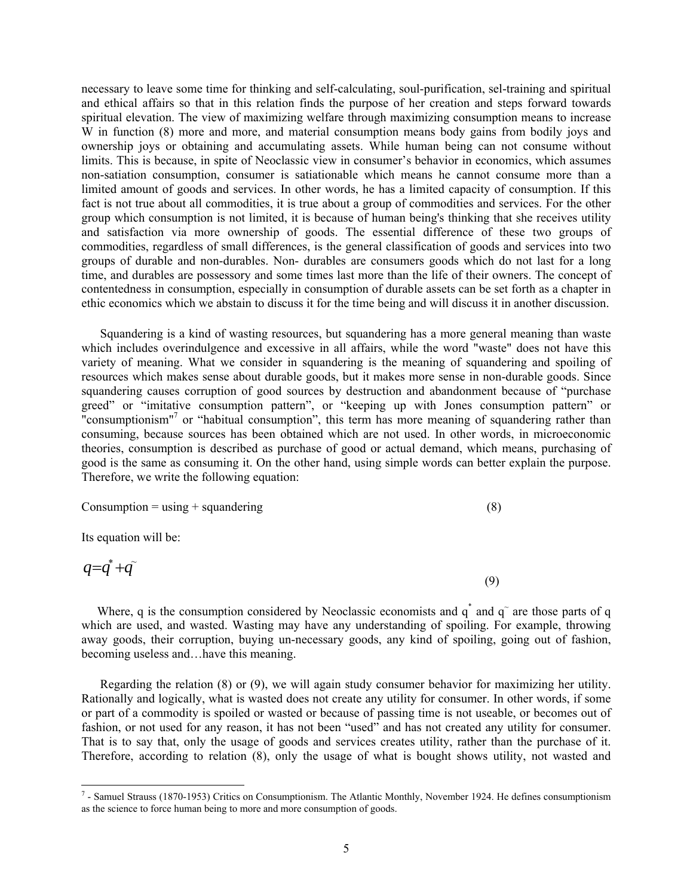necessary to leave some time for thinking and self-calculating, soul-purification, sel-training and spiritual and ethical affairs so that in this relation finds the purpose of her creation and steps forward towards spiritual elevation. The view of maximizing welfare through maximizing consumption means to increase W in function (8) more and more, and material consumption means body gains from bodily joys and ownership joys or obtaining and accumulating assets. While human being can not consume without limits. This is because, in spite of Neoclassic view in consumer's behavior in economics, which assumes non-satiation consumption, consumer is satiationable which means he cannot consume more than a limited amount of goods and services. In other words, he has a limited capacity of consumption. If this fact is not true about all commodities, it is true about a group of commodities and services. For the other group which consumption is not limited, it is because of human being's thinking that she receives utility and satisfaction via more ownership of goods. The essential difference of these two groups of commodities, regardless of small differences, is the general classification of goods and services into two groups of durable and non-durables. Non- durables are consumers goods which do not last for a long time, and durables are possessory and some times last more than the life of their owners. The concept of contentedness in consumption, especially in consumption of durable assets can be set forth as a chapter in ethic economics which we abstain to discuss it for the time being and will discuss it in another discussion.

Squandering is a kind of wasting resources, but squandering has a more general meaning than waste which includes overindulgence and excessive in all affairs, while the word "waste" does not have this variety of meaning. What we consider in squandering is the meaning of squandering and spoiling of resources which makes sense about durable goods, but it makes more sense in non-durable goods. Since squandering causes corruption of good sources by destruction and abandonment because of "purchase greed" or "imitative consumption pattern", or "keeping up with Jones consumption pattern" or "consumptionism"[7] or "habitual consumption", this term has more meaning of squandering rather than consuming, because sources has been obtained which are not used. In other words, in microeconomic theories, consumption is described as purchase of good or actual demand, which means, purchasing of good is the same as consuming it. On the other hand, using simple words can better explain the purpose. Therefore, we write the following equation:

Consumption = using + squandering (8)

Its equation will be:

$$q = q^{*} + q^{\sim} \tag{9}$$

Where, q is the consumption considered by Neoclassic economists and $q^{*}$ and $q^{\sim}$ are those parts of q which are used, and wasted. Wasting may have any understanding of spoiling. For example, throwing away goods, their corruption, buying un-necessary goods, any kind of spoiling, going out of fashion, becoming useless and…have this meaning.

Regarding the relation (8) or (9), we will again study consumer behavior for maximizing her utility. Rationally and logically, what is wasted does not create any utility for consumer. In other words, if some or part of a commodity is spoiled or wasted or because of passing time is not useable, or becomes out of fashion, or not used for any reason, it has not been "used" and has not created any utility for consumer. That is to say that, only the usage of goods and services creates utility, rather than the purchase of it. Therefore, according to relation (8), only the usage of what is bought shows utility, not wasted and

[7] - Samuel Strauss (1870-1953) Critics on Consumptionism. The Atlantic Monthly, November 1924. He defines consumptionism as the science to force human being to more and more consumption of goods.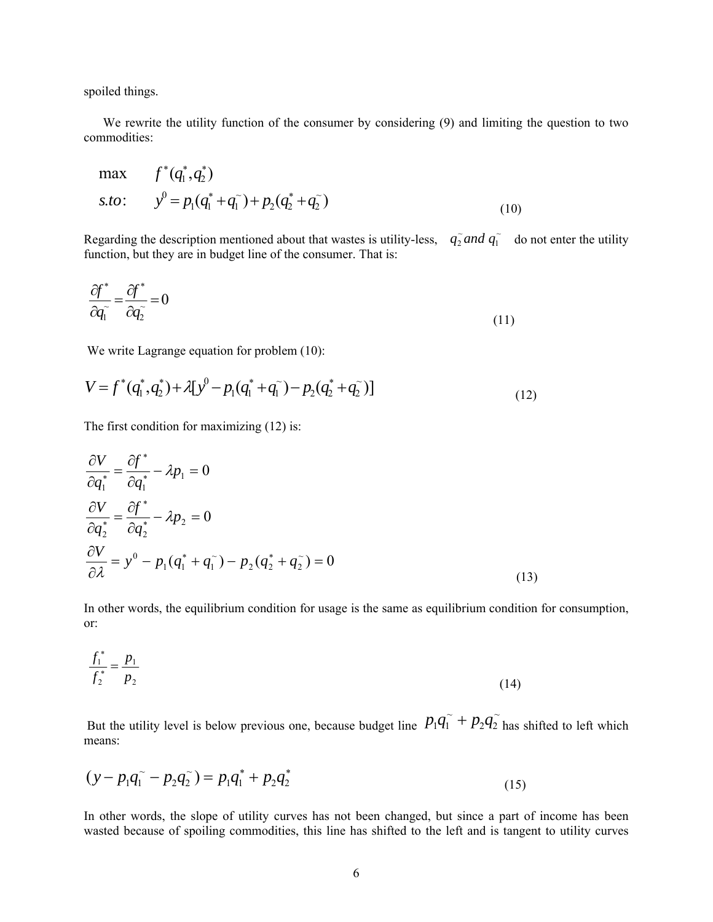spoiled things.

We rewrite the utility function of the consumer by considering (9) and limiting the question to two commodities:

$$
\begin{aligned}
&\max \quad f^*(q_1^*, q_2^*) \\
&s.to: \quad y^0 = p_1(q_1^* + q_1^{\sim}) + p_2(q_2^* + q_2^{\sim})
\end{aligned}
\tag{10}
$$

Regarding the description mentioned about that wastes is utility-less, $q_2^{\sim}$ *and* $q_1^{\sim}$ do not enter the utility function, but they are in budget line of the consumer. That is:

$$
\frac{\partial f^*}{\partial q_1^{\sim}} = \frac{\partial f^*}{\partial q_2^{\sim}} = 0 \tag{11}
$$

We write Lagrange equation for problem (10):

$$
V = f^*(q_1^*, q_2^*) + \lambda[y^0 - p_1(q_1^* + q_1^{\sim}) - p_2(q_2^* + q_2^{\sim})] \tag{12}
$$

The first condition for maximizing (12) is:

$$
\begin{aligned}
\frac{\partial V}{\partial q_1^*} &= \frac{\partial f^*}{\partial q_1^*} - \lambda p_1 = 0 \\
\frac{\partial V}{\partial q_2^*} &= \frac{\partial f^*}{\partial q_2^*} - \lambda p_2 = 0 \\
\frac{\partial V}{\partial \lambda} &= y^0 - p_1(q_1^* + q_1^{\sim}) - p_2(q_2^* + q_2^{\sim}) = 0
\end{aligned}
\tag{13}
$$

In other words, the equilibrium condition for usage is the same as equilibrium condition for consumption, or:

$$
\frac{f_1^*}{f_2^*} = \frac{p_1}{p_2} \tag{14}
$$

But the utility level is below previous one, because budget line $p_1 q_1^{\sim} + p_2 q_2^{\sim}$ has shifted to left which means:

$$
(y - p_1 q_1^{\sim} - p_2 q_2^{\sim}) = p_1 q_1^* + p_2 q_2^* \tag{15}
$$

In other words, the slope of utility curves has not been changed, but since a part of income has been wasted because of spoiling commodities, this line has shifted to the left and is tangent to utility curves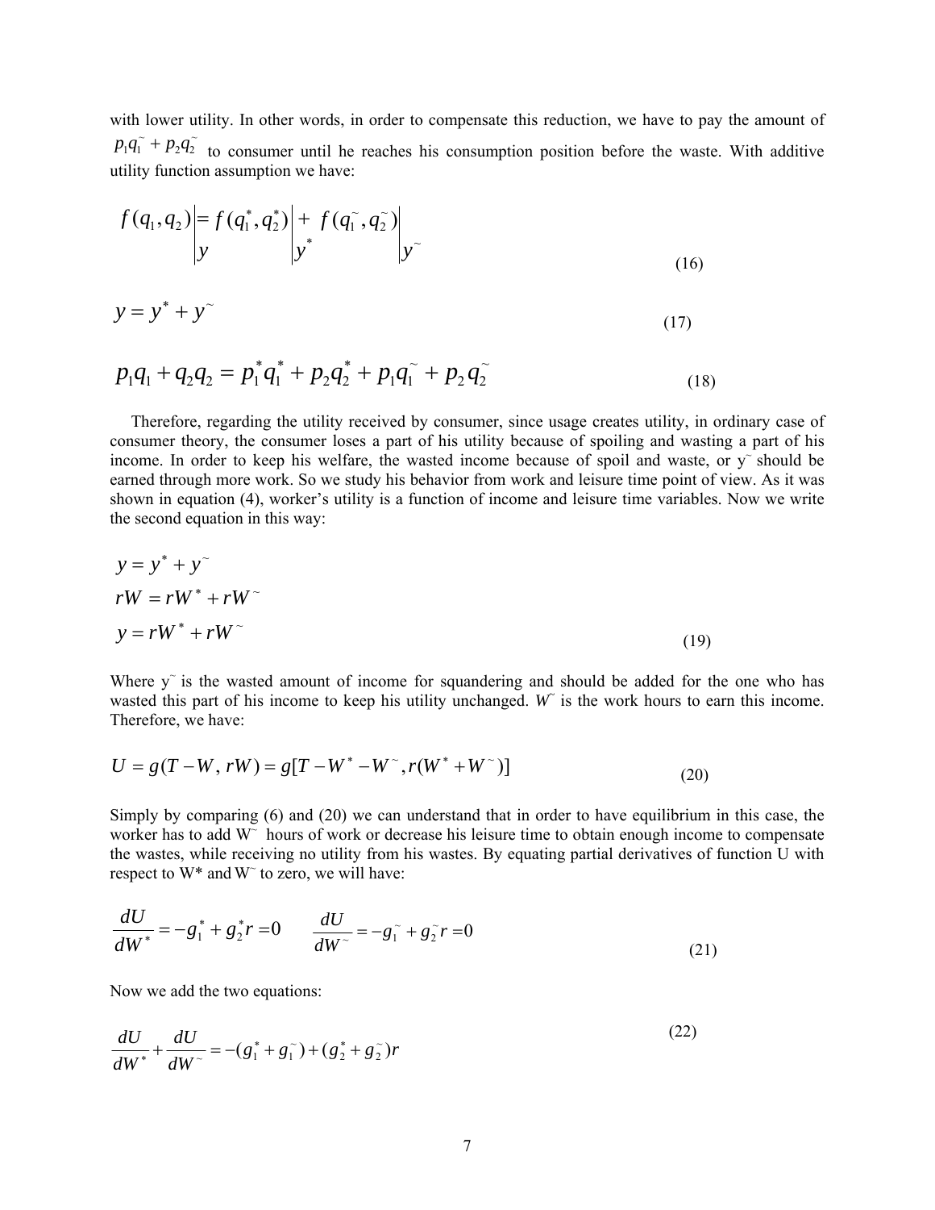with lower utility. In other words, in order to compensate this reduction, we have to pay the amount of $p_1q_1^{\sim} + p_2q_2^{\sim}$ to consumer until he reaches his consumption position before the waste. With additive utility function assumption we have:

$$f(q_1, q_2)\Big|_{y} = f(q_1^*, q_2^*)\Big|_{y^*} + f(q_1^{\sim}, q_2^{\sim})\Big|_{y^{\sim}} \tag{16}$$

$$y = y^* + y^{\sim} \tag{17}$$

$$p_1q_1 + q_2q_2 = p_1^*q_1^* + p_2q_2^* + p_1q_1^{\sim} + p_2q_2^{\sim} \tag{18}$$

Therefore, regarding the utility received by consumer, since usage creates utility, in ordinary case of consumer theory, the consumer loses a part of his utility because of spoiling and wasting a part of his income. In order to keep his welfare, the wasted income because of spoil and waste, or $y^{\sim}$ should be earned through more work. So we study his behavior from work and leisure time point of view. As it was shown in equation (4), worker's utility is a function of income and leisure time variables. Now we write the second equation in this way:

$$\begin{aligned} y &= y^* + y^{\sim} \\ rW &= rW^* + rW^{\sim} \\ y &= rW^* + rW^{\sim} \end{aligned} \tag{19}$$

Where $y^{\sim}$ is the wasted amount of income for squandering and should be added for the one who has wasted this part of his income to keep his utility unchanged. $W^{\sim}$ is the work hours to earn this income. Therefore, we have:

$$U = g(T - W,\, rW) = g[T - W^* - W^{\sim}, r(W^* + W^{\sim})] \tag{20}$$

Simply by comparing (6) and (20) we can understand that in order to have equilibrium in this case, the worker has to add $W^{\sim}$ hours of work or decrease his leisure time to obtain enough income to compensate the wastes, while receiving no utility from his wastes. By equating partial derivatives of function U with respect to $W^*$ and $W^{\sim}$ to zero, we will have:

$$\frac{dU}{dW^*} = -g_1^* + g_2^* r = 0 \qquad \frac{dU}{dW^{\sim}} = -g_1^{\sim} + g_2^{\sim} r = 0 \tag{21}$$

Now we add the two equations:

$$\frac{dU}{dW^*} + \frac{dU}{dW^{\sim}} = -(g_1^* + g_1^{\sim}) + (g_2^* + g_2^{\sim})r \tag{22}$$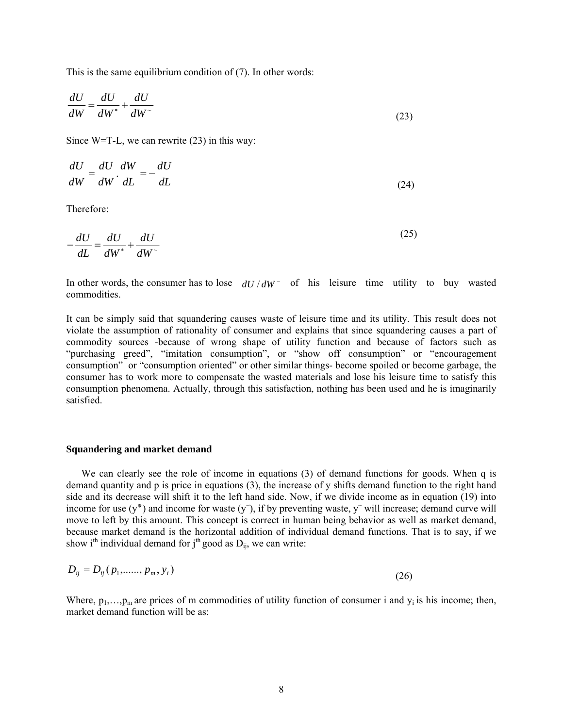This is the same equilibrium condition of (7). In other words:

$$\frac{dU}{dW} = \frac{dU}{dW^*} + \frac{dU}{dW^{\sim}} \tag{23}$$

Since W=T-L, we can rewrite (23) in this way:

$$\frac{dU}{dW} = \frac{dU}{dW} \cdot \frac{dW}{dL} = -\frac{dU}{dL} \tag{24}$$

Therefore:

$$-\frac{dU}{dL} = \frac{dU}{dW^*} + \frac{dU}{dW^{\sim}} \tag{25}$$

In other words, the consumer has to lose $dU / dW^{\sim}$ of his leisure time utility to buy wasted commodities.

It can be simply said that squandering causes waste of leisure time and its utility. This result does not violate the assumption of rationality of consumer and explains that since squandering causes a part of commodity sources -because of wrong shape of utility function and because of factors such as "purchasing greed", "imitation consumption", or "show off consumption" or "encouragement consumption" or "consumption oriented" or other similar things- become spoiled or become garbage, the consumer has to work more to compensate the wasted materials and lose his leisure time to satisfy this consumption phenomena. Actually, through this satisfaction, nothing has been used and he is imaginarily satisfied.

**Squandering and market demand**

We can clearly see the role of income in equations (3) of demand functions for goods. When q is demand quantity and p is price in equations (3), the increase of y shifts demand function to the right hand side and its decrease will shift it to the left hand side. Now, if we divide income as in equation (19) into income for use ($y^*$) and income for waste ($y^{\sim}$), if by preventing waste, $y^{\sim}$ will increase; demand curve will move to left by this amount. This concept is correct in human being behavior as well as market demand, because market demand is the horizontal addition of individual demand functions. That is to say, if we show i[th] individual demand for j[th] good as $D_{ij}$, we can write:

$$D_{ij} = D_{ij}(p_1, \ldots\ldots, p_m, y_i) \tag{26}$$

Where, $p_1, \ldots, p_m$ are prices of m commodities of utility function of consumer i and $y_i$ is his income; then, market demand function will be as: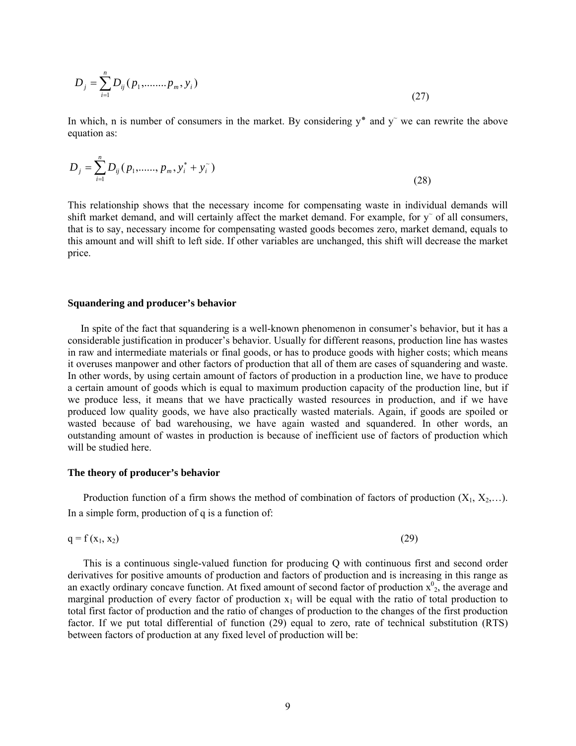$$D_j = \sum_{i=1}^{n} D_{ij}(p_1, \ldots\ldots p_m, y_i) \tag{27}$$

In which, n is number of consumers in the market. By considering $y^*$ and $y^\sim$ we can rewrite the above equation as:

$$D_j = \sum_{i=1}^{n} D_{ij}(p_1, \ldots\ldots, p_m, y_i^* + y_i^\sim) \tag{28}$$

This relationship shows that the necessary income for compensating waste in individual demands will shift market demand, and will certainly affect the market demand. For example, for $y^\sim$ of all consumers, that is to say, necessary income for compensating wasted goods becomes zero, market demand, equals to this amount and will shift to left side. If other variables are unchanged, this shift will decrease the market price.

### Squandering and producer's behavior

In spite of the fact that squandering is a well-known phenomenon in consumer's behavior, but it has a considerable justification in producer's behavior. Usually for different reasons, production line has wastes in raw and intermediate materials or final goods, or has to produce goods with higher costs; which means it overuses manpower and other factors of production that all of them are cases of squandering and waste. In other words, by using certain amount of factors of production in a production line, we have to produce a certain amount of goods which is equal to maximum production capacity of the production line, but if we produce less, it means that we have practically wasted resources in production, and if we have produced low quality goods, we have also practically wasted materials. Again, if goods are spoiled or wasted because of bad warehousing, we have again wasted and squandered. In other words, an outstanding amount of wastes in production is because of inefficient use of factors of production which will be studied here.

### The theory of producer's behavior

Production function of a firm shows the method of combination of factors of production ($X_1$, $X_2$,…). In a simple form, production of q is a function of:

$$q = f(x_1, x_2) \tag{29}$$

This is a continuous single-valued function for producing Q with continuous first and second order derivatives for positive amounts of production and factors of production and is increasing in this range as an exactly ordinary concave function. At fixed amount of second factor of production $x_2^0$, the average and marginal production of every factor of production $x_1$ will be equal with the ratio of total production to total first factor of production and the ratio of changes of production to the changes of the first production factor. If we put total differential of function (29) equal to zero, rate of technical substitution (RTS) between factors of production at any fixed level of production will be: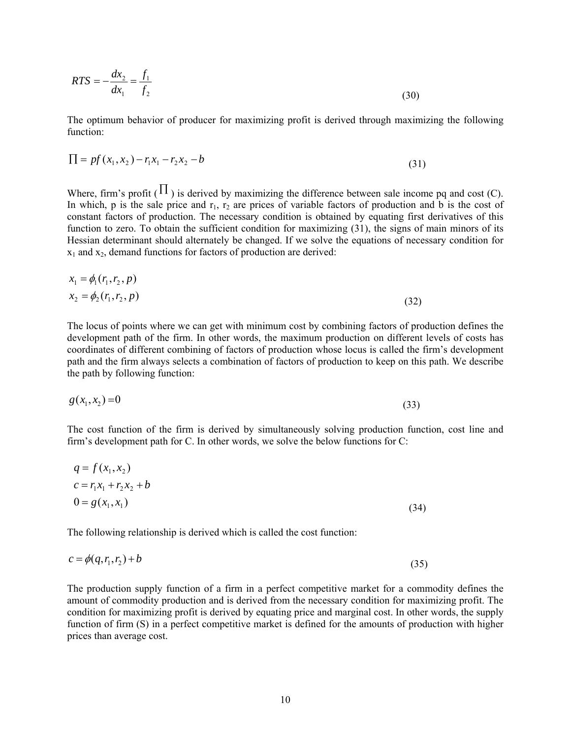$$RTS = -\frac{dx_2}{dx_1} = \frac{f_1}{f_2} \tag{30}$$

The optimum behavior of producer for maximizing profit is derived through maximizing the following function:

$$\Pi = pf(x_1, x_2) - r_1 x_1 - r_2 x_2 - b \tag{31}$$

Where, firm's profit ($\Pi$) is derived by maximizing the difference between sale income pq and cost (C). In which, p is the sale price and $r_1$, $r_2$ are prices of variable factors of production and b is the cost of constant factors of production. The necessary condition is obtained by equating first derivatives of this function to zero. To obtain the sufficient condition for maximizing (31), the signs of main minors of its Hessian determinant should alternately be changed. If we solve the equations of necessary condition for $x_1$ and $x_2$, demand functions for factors of production are derived:

$$\begin{aligned} x_1 &= \phi_1(r_1, r_2, p) \\ x_2 &= \phi_2(r_1, r_2, p) \end{aligned} \tag{32}$$

The locus of points where we can get with minimum cost by combining factors of production defines the development path of the firm. In other words, the maximum production on different levels of costs has coordinates of different combining of factors of production whose locus is called the firm's development path and the firm always selects a combination of factors of production to keep on this path. We describe the path by following function:

$$g(x_1, x_2) = 0 \tag{33}$$

The cost function of the firm is derived by simultaneously solving production function, cost line and firm's development path for C. In other words, we solve the below functions for C:

$$\begin{aligned} q &= f(x_1, x_2) \\ c &= r_1 x_1 + r_2 x_2 + b \\ 0 &= g(x_1, x_1) \end{aligned} \tag{34}$$

The following relationship is derived which is called the cost function:

$$c = \phi(q, r_1, r_2) + b \tag{35}$$

The production supply function of a firm in a perfect competitive market for a commodity defines the amount of commodity production and is derived from the necessary condition for maximizing profit. The condition for maximizing profit is derived by equating price and marginal cost. In other words, the supply function of firm (S) in a perfect competitive market is defined for the amounts of production with higher prices than average cost.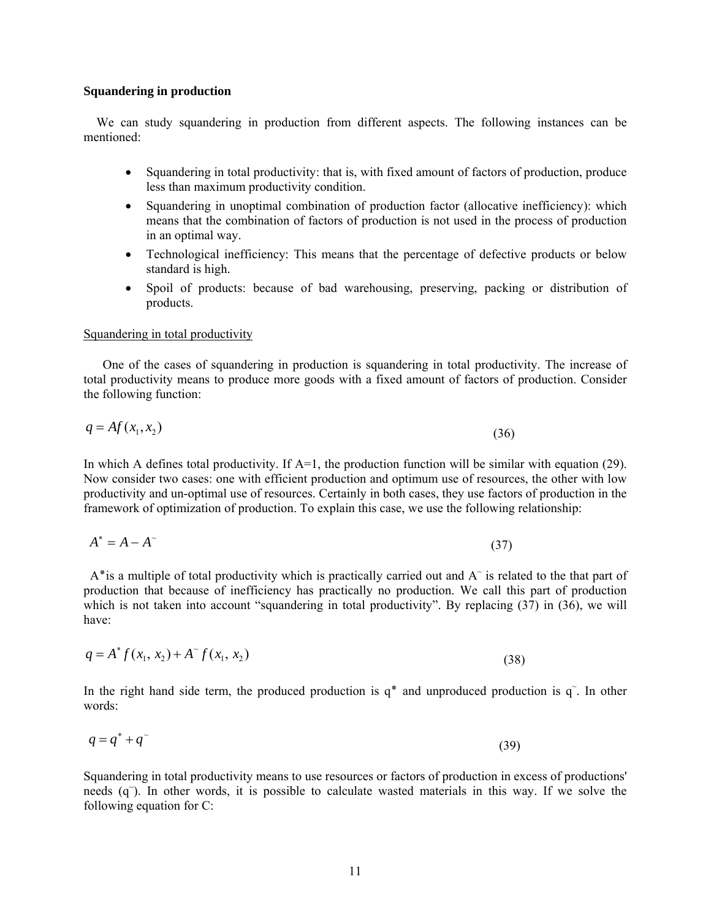**Squandering in production**

We can study squandering in production from different aspects. The following instances can be mentioned:

- Squandering in total productivity: that is, with fixed amount of factors of production, produce less than maximum productivity condition.
- Squandering in unoptimal combination of production factor (allocative inefficiency): which means that the combination of factors of production is not used in the process of production in an optimal way.
- Technological inefficiency: This means that the percentage of defective products or below standard is high.
- Spoil of products: because of bad warehousing, preserving, packing or distribution of products.

<u>Squandering in total productivity</u>

One of the cases of squandering in production is squandering in total productivity. The increase of total productivity means to produce more goods with a fixed amount of factors of production. Consider the following function:

$$q = Af(x_1, x_2) \tag{36}$$

In which A defines total productivity. If A=1, the production function will be similar with equation (29). Now consider two cases: one with efficient production and optimum use of resources, the other with low productivity and un-optimal use of resources. Certainly in both cases, they use factors of production in the framework of optimization of production. To explain this case, we use the following relationship:

$$A^* = A - A^{\sim} \tag{37}$$

$A^*$ is a multiple of total productivity which is practically carried out and $A^{\sim}$ is related to the that part of production that because of inefficiency has practically no production. We call this part of production which is not taken into account "squandering in total productivity". By replacing (37) in (36), we will have:

$$q = A^* f(x_1,\, x_2) + A^{\sim} f(x_1,\, x_2) \tag{38}$$

In the right hand side term, the produced production is $q^*$ and unproduced production is $q^{\sim}$. In other words:

$$q = q^* + q^{\sim} \tag{39}$$

Squandering in total productivity means to use resources or factors of production in excess of productions' needs ($q^{\sim}$). In other words, it is possible to calculate wasted materials in this way. If we solve the following equation for C: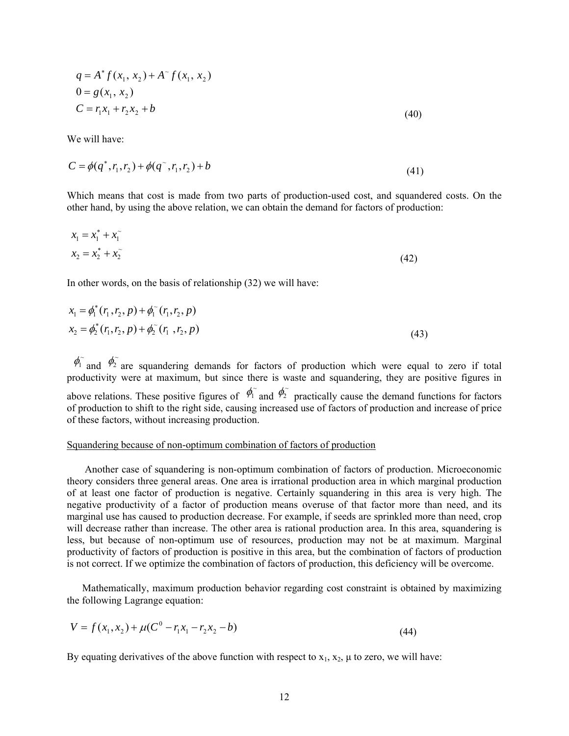$$
\begin{aligned}
q &= A^{*} f(x_1,\, x_2) + A^{\sim} f(x_1,\, x_2) \\
0 &= g(x_1,\, x_2) \\
C &= r_1 x_1 + r_2 x_2 + b
\end{aligned}
\tag{40}
$$

We will have:

$$
C = \phi(q^{*}, r_1, r_2) + \phi(q^{\sim}, r_1, r_2) + b
\tag{41}
$$

Which means that cost is made from two parts of production-used cost, and squandered costs. On the other hand, by using the above relation, we can obtain the demand for factors of production:

$$
\begin{aligned}
x_1 &= x_1^{*} + x_1^{\sim} \\
x_2 &= x_2^{*} + x_2^{\sim}
\end{aligned}
\tag{42}
$$

In other words, on the basis of relationship (32) we will have:

$$
\begin{aligned}
x_1 &= \phi_1^{*}(r_1, r_2, p) + \phi_1^{\sim}(r_1, r_2, p) \\
x_2 &= \phi_2^{*}(r_1, r_2, p) + \phi_2^{\sim}(r_1, r_2, p)
\end{aligned}
\tag{43}
$$

$\phi_1^{\sim}$ and $\phi_2^{\sim}$ are squandering demands for factors of production which were equal to zero if total productivity were at maximum, but since there is waste and squandering, they are positive figures in above relations. These positive figures of $\phi_1^{\sim}$ and $\phi_2^{\sim}$ practically cause the demand functions for factors of production to shift to the right side, causing increased use of factors of production and increase of price of these factors, without increasing production.

Squandering because of non-optimum combination of factors of production

Another case of squandering is non-optimum combination of factors of production. Microeconomic theory considers three general areas. One area is irrational production area in which marginal production of at least one factor of production is negative. Certainly squandering in this area is very high. The negative productivity of a factor of production means overuse of that factor more than need, and its marginal use has caused to production decrease. For example, if seeds are sprinkled more than need, crop will decrease rather than increase. The other area is rational production area. In this area, squandering is less, but because of non-optimum use of resources, production may not be at maximum. Marginal productivity of factors of production is positive in this area, but the combination of factors of production is not correct. If we optimize the combination of factors of production, this deficiency will be overcome.

Mathematically, maximum production behavior regarding cost constraint is obtained by maximizing the following Lagrange equation:

$$
V = f(x_1, x_2) + \mu(C^{0} - r_1 x_1 - r_2 x_2 - b)
\tag{44}
$$

By equating derivatives of the above function with respect to $x_1$, $x_2$, $\mu$ to zero, we will have: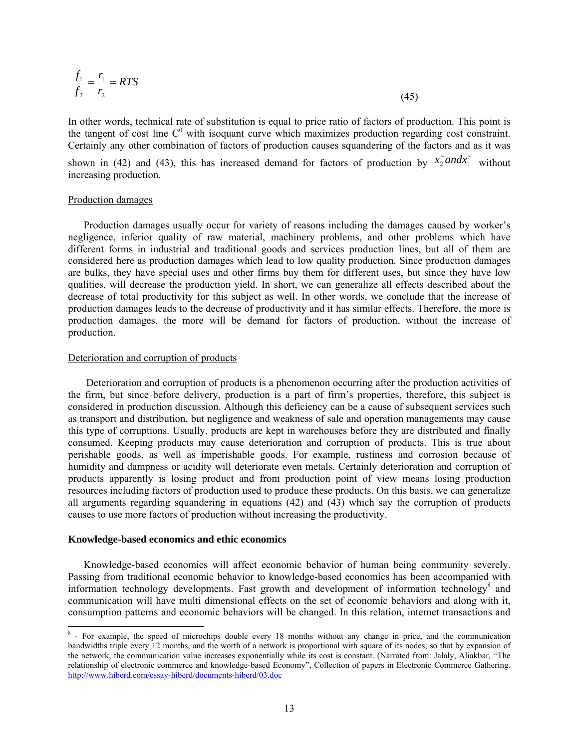$$\frac{f_1}{f_2} = \frac{r_1}{r_2} = RTS \tag{45}$$

In other words, technical rate of substitution is equal to price ratio of factors of production. This point is the tangent of cost line $C^0$ with isoquant curve which maximizes production regarding cost constraint. Certainly any other combination of factors of production causes squandering of the factors and as it was shown in (42) and (43), this has increased demand for factors of production by $x_2^{\sim} and x_1^{\sim}$ without increasing production.

Production damages

Production damages usually occur for variety of reasons including the damages caused by worker's negligence, inferior quality of raw material, machinery problems, and other problems which have different forms in industrial and traditional goods and services production lines, but all of them are considered here as production damages which lead to low quality production. Since production damages are bulks, they have special uses and other firms buy them for different uses, but since they have low qualities, will decrease the production yield. In short, we can generalize all effects described about the decrease of total productivity for this subject as well. In other words, we conclude that the increase of production damages leads to the decrease of productivity and it has similar effects. Therefore, the more is production damages, the more will be demand for factors of production, without the increase of production.

Deterioration and corruption of products

Deterioration and corruption of products is a phenomenon occurring after the production activities of the firm, but since before delivery, production is a part of firm's properties, therefore, this subject is considered in production discussion. Although this deficiency can be a cause of subsequent services such as transport and distribution, but negligence and weakness of sale and operation managements may cause this type of corruptions. Usually, products are kept in warehouses before they are distributed and finally consumed. Keeping products may cause deterioration and corruption of products. This is true about perishable goods, as well as imperishable goods. For example, rustiness and corrosion because of humidity and dampness or acidity will deteriorate even metals. Certainly deterioration and corruption of products apparently is losing product and from production point of view means losing production resources including factors of production used to produce these products. On this basis, we can generalize all arguments regarding squandering in equations (42) and (43) which say the corruption of products causes to use more factors of production without increasing the productivity.

**Knowledge-based economics and ethic economics**

Knowledge-based economics will affect economic behavior of human being community severely. Passing from traditional economic behavior to knowledge-based economics has been accompanied with information technology developments. Fast growth and development of information technology[8] and communication will have multi dimensional effects on the set of economic behaviors and along with it, consumption patterns and economic behaviors will be changed. In this relation, internet transactions and

---

[8] - For example, the speed of microchips double every 18 months without any change in price, and the communication bandwidths triple every 12 months, and the worth of a network is proportional with square of its nodes, so that by expansion of the network, the communication value increases exponentially while its cost is constant. (Narrated from: Jalaly, Aliakbar, "The relationship of electronic commerce and knowledge-based Economy", Collection of papers in Electronic Commerce Gathering. http://www.hiberd.com/essay-hiberd/documents-hiberd/03.doc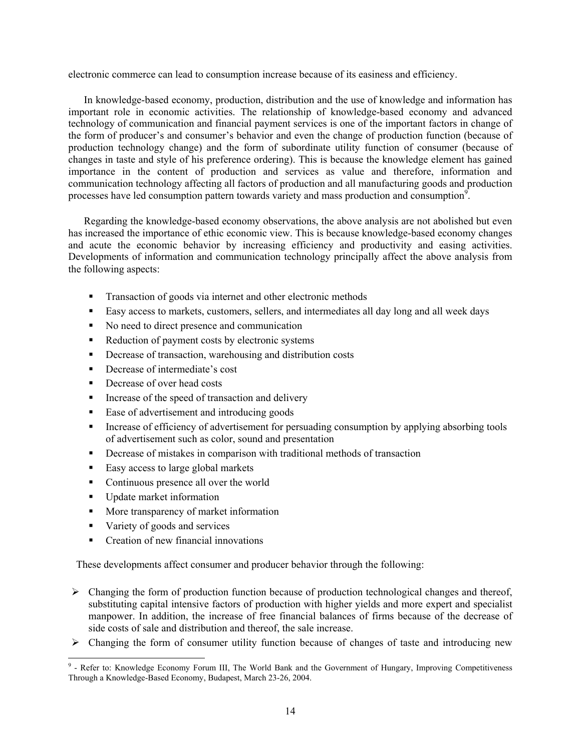electronic commerce can lead to consumption increase because of its easiness and efficiency.

In knowledge-based economy, production, distribution and the use of knowledge and information has important role in economic activities. The relationship of knowledge-based economy and advanced technology of communication and financial payment services is one of the important factors in change of the form of producer's and consumer's behavior and even the change of production function (because of production technology change) and the form of subordinate utility function of consumer (because of changes in taste and style of his preference ordering). This is because the knowledge element has gained importance in the content of production and services as value and therefore, information and communication technology affecting all factors of production and all manufacturing goods and production processes have led consumption pattern towards variety and mass production and consumption[9].

Regarding the knowledge-based economy observations, the above analysis are not abolished but even has increased the importance of ethic economic view. This is because knowledge-based economy changes and acute the economic behavior by increasing efficiency and productivity and easing activities. Developments of information and communication technology principally affect the above analysis from the following aspects:

- Transaction of goods via internet and other electronic methods
- Easy access to markets, customers, sellers, and intermediates all day long and all week days
- No need to direct presence and communication
- Reduction of payment costs by electronic systems
- Decrease of transaction, warehousing and distribution costs
- Decrease of intermediate's cost
- Decrease of over head costs
- Increase of the speed of transaction and delivery
- Ease of advertisement and introducing goods
- Increase of efficiency of advertisement for persuading consumption by applying absorbing tools of advertisement such as color, sound and presentation
- Decrease of mistakes in comparison with traditional methods of transaction
- Easy access to large global markets
- Continuous presence all over the world
- Update market information
- More transparency of market information
- Variety of goods and services
- Creation of new financial innovations

These developments affect consumer and producer behavior through the following:

- Changing the form of production function because of production technological changes and thereof, substituting capital intensive factors of production with higher yields and more expert and specialist manpower. In addition, the increase of free financial balances of firms because of the decrease of side costs of sale and distribution and thereof, the sale increase.
- Changing the form of consumer utility function because of changes of taste and introducing new

[9] - Refer to: Knowledge Economy Forum III, The World Bank and the Government of Hungary, Improving Competitiveness Through a Knowledge-Based Economy, Budapest, March 23-26, 2004.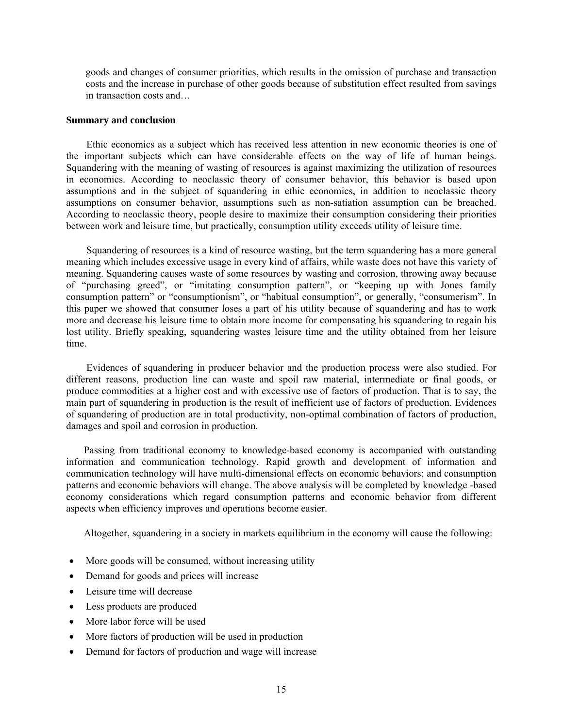goods and changes of consumer priorities, which results in the omission of purchase and transaction costs and the increase in purchase of other goods because of substitution effect resulted from savings in transaction costs and…

## Summary and conclusion

Ethic economics as a subject which has received less attention in new economic theories is one of the important subjects which can have considerable effects on the way of life of human beings. Squandering with the meaning of wasting of resources is against maximizing the utilization of resources in economics. According to neoclassic theory of consumer behavior, this behavior is based upon assumptions and in the subject of squandering in ethic economics, in addition to neoclassic theory assumptions on consumer behavior, assumptions such as non-satiation assumption can be breached. According to neoclassic theory, people desire to maximize their consumption considering their priorities between work and leisure time, but practically, consumption utility exceeds utility of leisure time.

Squandering of resources is a kind of resource wasting, but the term squandering has a more general meaning which includes excessive usage in every kind of affairs, while waste does not have this variety of meaning. Squandering causes waste of some resources by wasting and corrosion, throwing away because of "purchasing greed", or "imitating consumption pattern", or "keeping up with Jones family consumption pattern" or "consumptionism", or "habitual consumption", or generally, "consumerism". In this paper we showed that consumer loses a part of his utility because of squandering and has to work more and decrease his leisure time to obtain more income for compensating his squandering to regain his lost utility. Briefly speaking, squandering wastes leisure time and the utility obtained from her leisure time.

Evidences of squandering in producer behavior and the production process were also studied. For different reasons, production line can waste and spoil raw material, intermediate or final goods, or produce commodities at a higher cost and with excessive use of factors of production. That is to say, the main part of squandering in production is the result of inefficient use of factors of production. Evidences of squandering of production are in total productivity, non-optimal combination of factors of production, damages and spoil and corrosion in production.

Passing from traditional economy to knowledge-based economy is accompanied with outstanding information and communication technology. Rapid growth and development of information and communication technology will have multi-dimensional effects on economic behaviors; and consumption patterns and economic behaviors will change. The above analysis will be completed by knowledge -based economy considerations which regard consumption patterns and economic behavior from different aspects when efficiency improves and operations become easier.

Altogether, squandering in a society in markets equilibrium in the economy will cause the following:

- More goods will be consumed, without increasing utility
- Demand for goods and prices will increase
- Leisure time will decrease
- Less products are produced
- More labor force will be used
- More factors of production will be used in production
- Demand for factors of production and wage will increase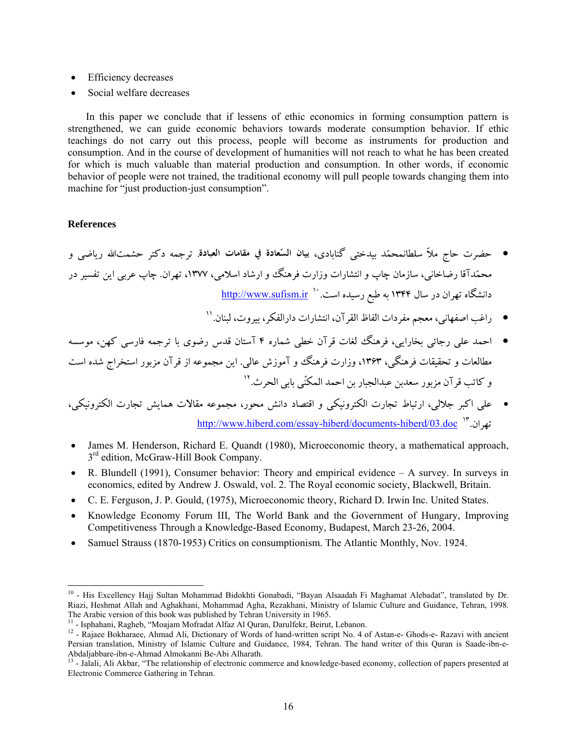- Efficiency decreases
- Social welfare decreases

In this paper we conclude that if lessens of ethic economics in forming consumption pattern is strengthened, we can guide economic behaviors towards moderate consumption behavior. If ethic teachings do not carry out this process, people will become as instruments for production and consumption. And in the course of development of humanities will not reach to what he has been created for which is much valuable than material production and consumption. In other words, if economic behavior of people were not trained, the traditional economy will pull people towards changing them into machine for "just production-just consumption".

**References**

- حضرت حاج ملاّ سلطانمحمّد بیدختی گنابادی، **بیان السّعادة في مقامات العبادة**. ترجمه دکتر حشمت‌الله ریاضی و محمّدآقا رضاخانی، سازمان چاپ و انتشارات وزارت فرهنگ و ارشاد اسلامی، ۱۳۷۷، تهران. چاپ عربی این تفسیر در دانشگاه تهران در سال ۱۳۴۴ به طبع رسیده است.[10] http://www.sufism.ir
- راغب اصفهانی، معجم مفردات الفاظ القرآن، انتشارات دارالفکر، بیروت، لبنان.[11]
- احمد علی رجائی بخارایی، فرهنگ لغات قرآن خطی شماره ۴ آستان قدس رضوی با ترجمه فارسی کهن، موسسه مطالعات و تحقیقات فرهنگی، ۱۳۶۳، وزارت فرهنگ و آموزش عالی. این مجموعه از قرآن مزبور استخراج شده است و کاتب قرآن مزبور سعدبن عبدالجبار بن احمد المکنّی بابی الحرث.[12]
- علی اکبر جلالی، ارتباط تجارت الکترونیکی و اقتصاد دانش محور، مجموعه مقالات همایش تجارت الکترونیکی، تهران.[13] http://www.hiberd.com/essay-hiberd/documents-hiberd/03.doc
- James M. Henderson, Richard E. Quandt (1980), Microeconomic theory, a mathematical approach, 3rd edition, McGraw-Hill Book Company.
- R. Blundell (1991), Consumer behavior: Theory and empirical evidence – A survey. In surveys in economics, edited by Andrew J. Oswald, vol. 2. The Royal economic society, Blackwell, Britain.
- C. E. Ferguson, J. P. Gould, (1975), Microeconomic theory, Richard D. Irwin Inc. United States.
- Knowledge Economy Forum III, The World Bank and the Government of Hungary, Improving Competitiveness Through a Knowledge-Based Economy, Budapest, March 23-26, 2004.
- Samuel Strauss (1870-1953) Critics on consumptionism. The Atlantic Monthly, Nov. 1924.

---

[10] - His Excellency Hajj Sultan Mohammad Bidokhti Gonabadi, "Bayan Alsaadah Fi Maghamat Alebadat", translated by Dr. Riazi, Heshmat Allah and Aghakhani, Mohammad Agha, Rezakhani, Ministry of Islamic Culture and Guidance, Tehran, 1998. The Arabic version of this book was published by Tehran University in 1965.

[11] - Isphahani, Ragheb, "Moajam Mofradat Alfaz Al Quran, Darulfekr, Beirut, Lebanon.

[12] - Rajaee Bokharaee, Ahmad Ali, Dictionary of Words of hand-written script No. 4 of Astan-e- Ghods-e- Razavi with ancient Persian translation, Ministry of Islamic Culture and Guidance, 1984, Tehran. The hand writer of this Quran is Saade-ibn-e-Abdaljabbare-ibn-e-Ahmad Almokanni Be-Abi Alharath.

[13] - Jalali, Ali Akbar, "The relationship of electronic commerce and knowledge-based economy, collection of papers presented at Electronic Commerce Gathering in Tehran.